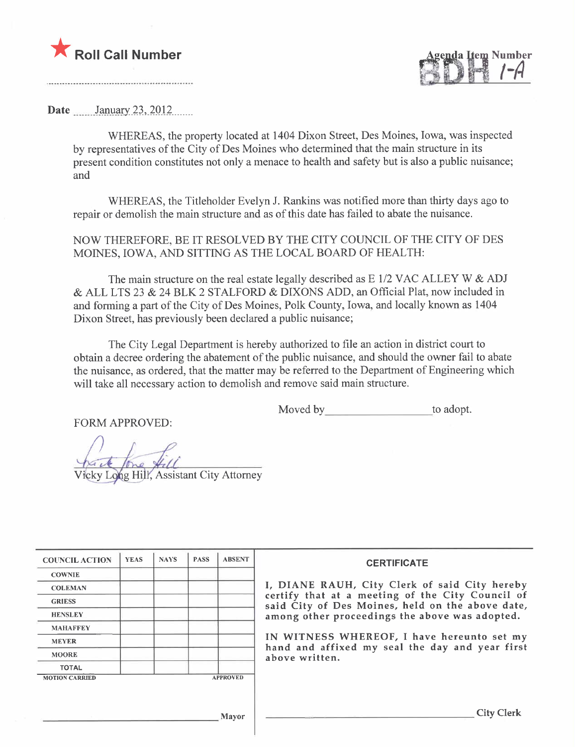★ **Roll Call Number**

..........................................................

Agenda Item Number
8DH 1-A

**Date** January 23, 2012

WHEREAS, the property located at 1404 Dixon Street, Des Moines, Iowa, was inspected by representatives of the City of Des Moines who determined that the main structure in its present condition constitutes not only a menace to health and safety but is also a public nuisance; and

WHEREAS, the Titleholder Evelyn J. Rankins was notified more than thirty days ago to repair or demolish the main structure and as of this date has failed to abate the nuisance.

NOW THEREFORE, BE IT RESOLVED BY THE CITY COUNCIL OF THE CITY OF DES MOINES, IOWA, AND SITTING AS THE LOCAL BOARD OF HEALTH:

The main structure on the real estate legally described as E 1/2 VAC ALLEY W & ADJ & ALL LTS 23 & 24 BLK 2 STALFORD & DIXONS ADD, an Official Plat, now included in and forming a part of the City of Des Moines, Polk County, Iowa, and locally known as 1404 Dixon Street, has previously been declared a public nuisance;

The City Legal Department is hereby authorized to file an action in district court to obtain a decree ordering the abatement of the public nuisance, and should the owner fail to abate the nuisance, as ordered, that the matter may be referred to the Department of Engineering which will take all necessary action to demolish and remove said main structure.

Moved by__________________to adopt.

FORM APPROVED:

Vicky Long Hill, Assistant City Attorney

| COUNCIL ACTION | YEAS | NAYS | PASS | ABSENT |
|---|---|---|---|---|
| COWNIE | | | | |
| COLEMAN | | | | |
| GRIESS | | | | |
| HENSLEY | | | | |
| MAHAFFEY | | | | |
| MEYER | | | | |
| MOORE | | | | |
| TOTAL | | | | |
| MOTION CARRIED | | | | APPROVED |

__________________________________ Mayor

**CERTIFICATE**

I, DIANE RAUH, City Clerk of said City hereby certify that at a meeting of the City Council of said City of Des Moines, held on the above date, among other proceedings the above was adopted.

IN WITNESS WHEREOF, I have hereunto set my hand and affixed my seal the day and year first above written.

__________________________________ City Clerk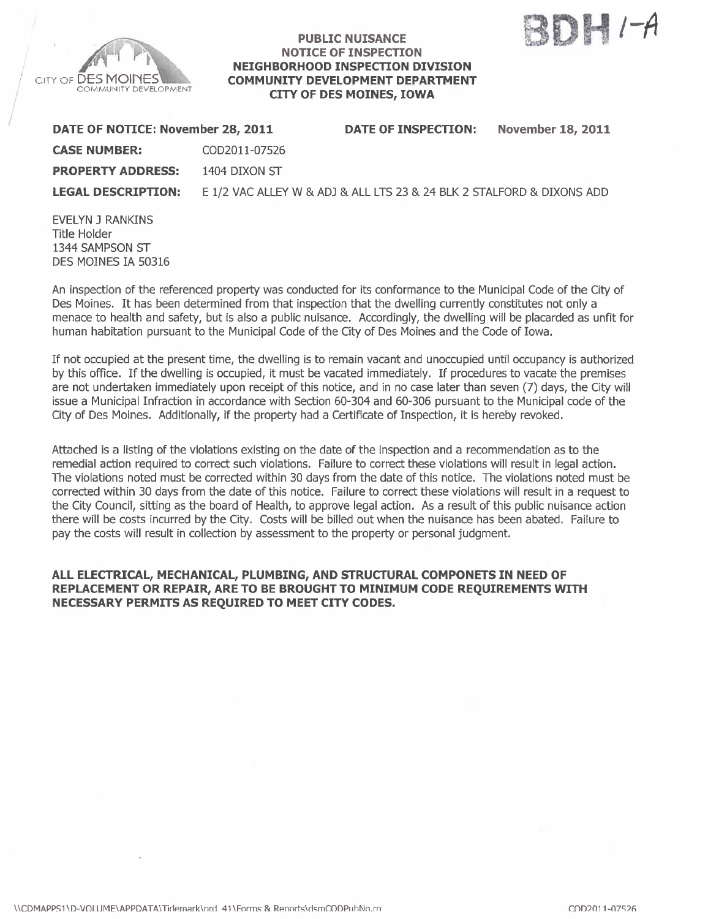BDH 1-A

CITY OF DES MOINES COMMUNITY DEVELOPMENT

**PUBLIC NUISANCE**
**NOTICE OF INSPECTION**
**NEIGHBORHOOD INSPECTION DIVISION**
**COMMUNITY DEVELOPMENT DEPARTMENT**
**CITY OF DES MOINES, IOWA**

**DATE OF NOTICE: November 28, 2011** **DATE OF INSPECTION: November 18, 2011**

**CASE NUMBER:** COD2011-07526

**PROPERTY ADDRESS:** 1404 DIXON ST

**LEGAL DESCRIPTION:** E 1/2 VAC ALLEY W & ADJ & ALL LTS 23 & 24 BLK 2 STALFORD & DIXONS ADD

EVELYN J RANKINS
Title Holder
1344 SAMPSON ST
DES MOINES IA 50316

An inspection of the referenced property was conducted for its conformance to the Municipal Code of the City of Des Moines. It has been determined from that inspection that the dwelling currently constitutes not only a menace to health and safety, but is also a public nuisance. Accordingly, the dwelling will be placarded as unfit for human habitation pursuant to the Municipal Code of the City of Des Moines and the Code of Iowa.

If not occupied at the present time, the dwelling is to remain vacant and unoccupied until occupancy is authorized by this office. If the dwelling is occupied, it must be vacated immediately. If procedures to vacate the premises are not undertaken immediately upon receipt of this notice, and in no case later than seven (7) days, the City will issue a Municipal Infraction in accordance with Section 60-304 and 60-306 pursuant to the Municipal code of the City of Des Moines. Additionally, if the property had a Certificate of Inspection, it is hereby revoked.

Attached is a listing of the violations existing on the date of the inspection and a recommendation as to the remedial action required to correct such violations. Failure to correct these violations will result in legal action. The violations noted must be corrected within 30 days from the date of this notice. The violations noted must be corrected within 30 days from the date of this notice. Failure to correct these violations will result in a request to the City Council, sitting as the board of Health, to approve legal action. As a result of this public nuisance action there will be costs incurred by the City. Costs will be billed out when the nuisance has been abated. Failure to pay the costs will result in collection by assessment to the property or personal judgment.

**ALL ELECTRICAL, MECHANICAL, PLUMBING, AND STRUCTURAL COMPONETS IN NEED OF REPLACEMENT OR REPAIR, ARE TO BE BROUGHT TO MINIMUM CODE REQUIREMENTS WITH NECESSARY PERMITS AS REQUIRED TO MEET CITY CODES.**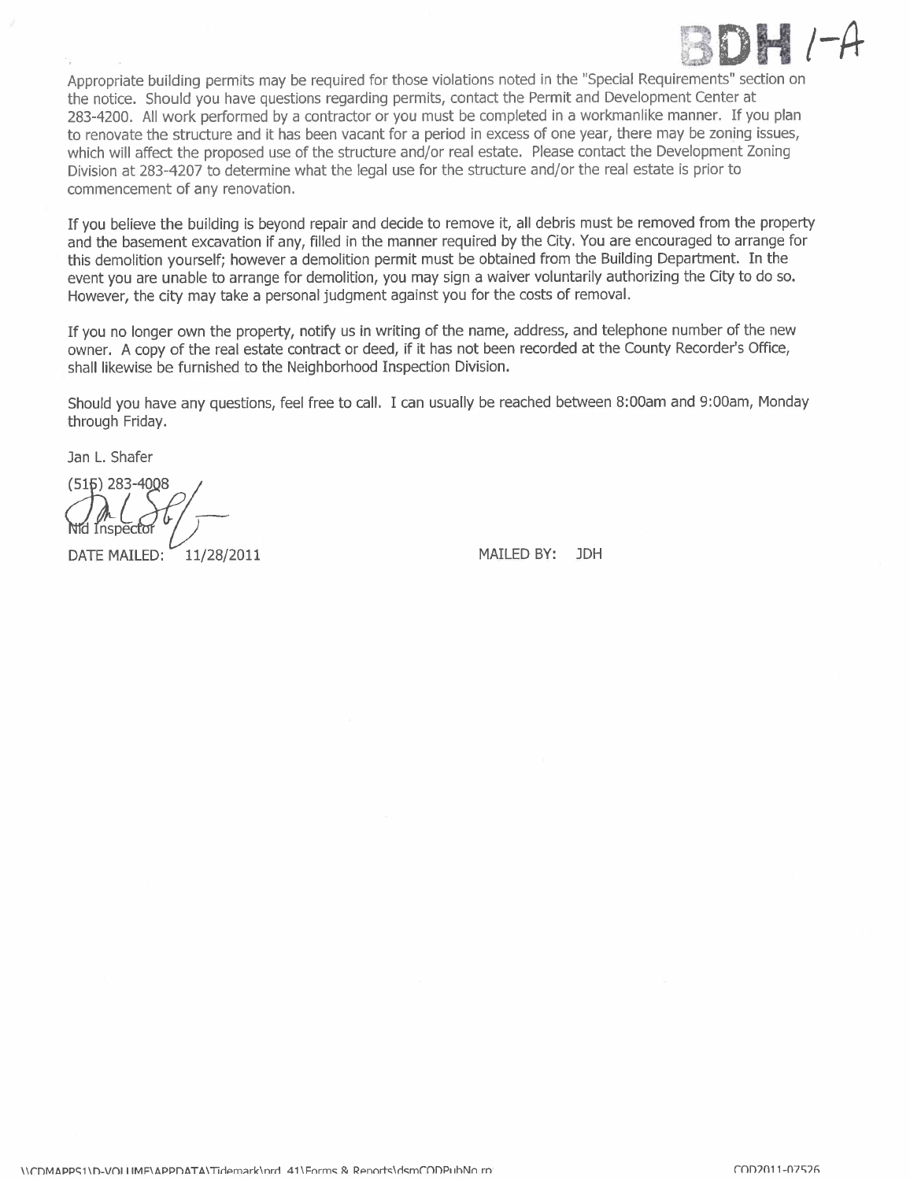BDH 1-A

Appropriate building permits may be required for those violations noted in the "Special Requirements" section on the notice. Should you have questions regarding permits, contact the Permit and Development Center at 283-4200. All work performed by a contractor or you must be completed in a workmanlike manner. If you plan to renovate the structure and it has been vacant for a period in excess of one year, there may be zoning issues, which will affect the proposed use of the structure and/or real estate. Please contact the Development Zoning Division at 283-4207 to determine what the legal use for the structure and/or the real estate is prior to commencement of any renovation.

If you believe the building is beyond repair and decide to remove it, all debris must be removed from the property and the basement excavation if any, filled in the manner required by the City. You are encouraged to arrange for this demolition yourself; however a demolition permit must be obtained from the Building Department. In the event you are unable to arrange for demolition, you may sign a waiver voluntarily authorizing the City to do so. However, the city may take a personal judgment against you for the costs of removal.

If you no longer own the property, notify us in writing of the name, address, and telephone number of the new owner. A copy of the real estate contract or deed, if it has not been recorded at the County Recorder's Office, shall likewise be furnished to the Neighborhood Inspection Division.

Should you have any questions, feel free to call. I can usually be reached between 8:00am and 9:00am, Monday through Friday.

Jan L. Shafer

(515) 283-4008

Nid Inspector

DATE MAILED: 11/28/2011 MAILED BY: JDH

\\CDMAPPS1\D-VOLUME\APPDATA\Tidemark\prd_41\Forms & Reports\dsmCODPubNo.rp COD2011-07526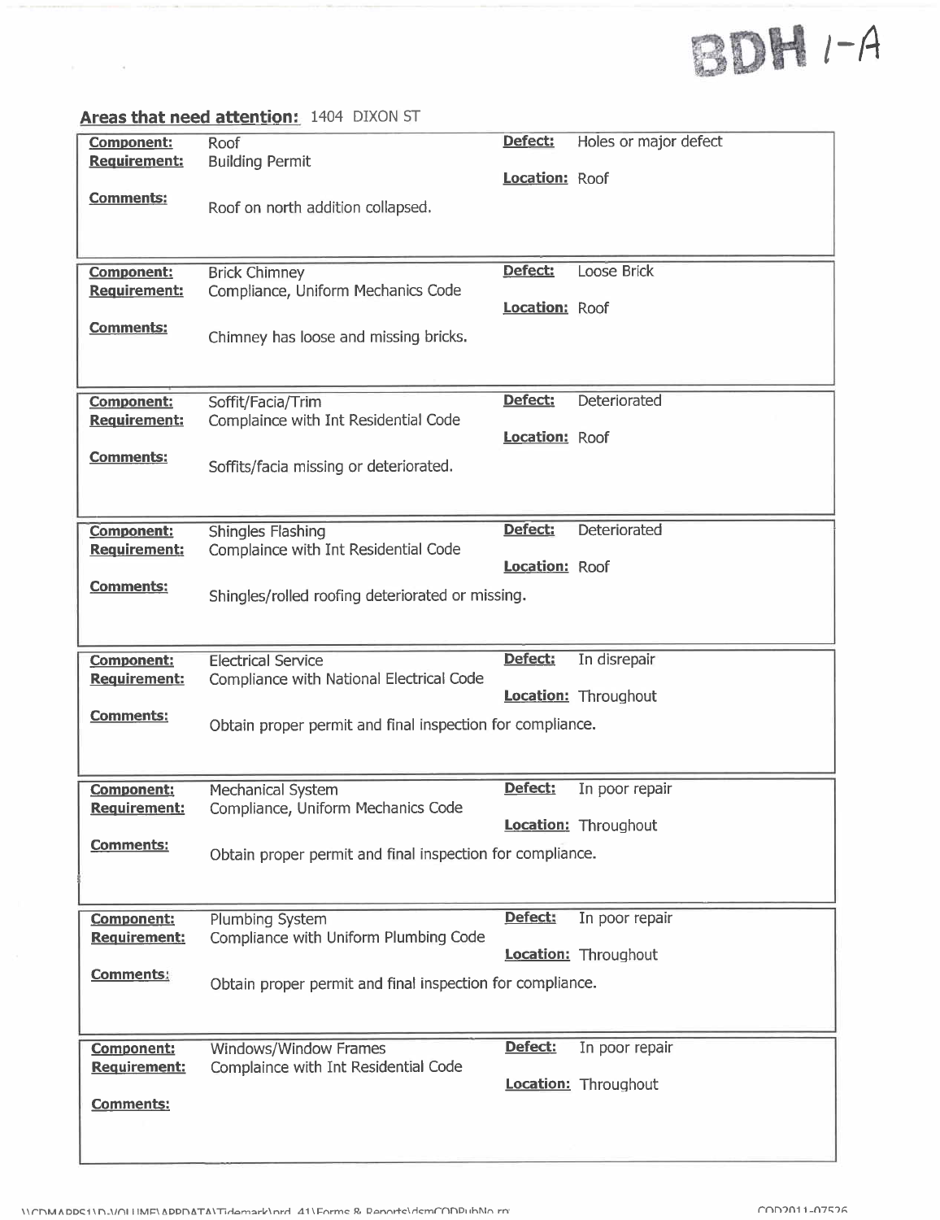BDH 1-A

## Areas that need attention: 1404 DIXON ST

| | | | |
|---|---|---|---|
| **Component:** | Roof | **Defect:** | Holes or major defect |
| **Requirement:** | Building Permit | **Location:** | Roof |
| **Comments:** | Roof on north addition collapsed. | | |

| | | | |
|---|---|---|---|
| **Component:** | Brick Chimney | **Defect:** | Loose Brick |
| **Requirement:** | Compliance, Uniform Mechanics Code | **Location:** | Roof |
| **Comments:** | Chimney has loose and missing bricks. | | |

| | | | |
|---|---|---|---|
| **Component:** | Soffit/Facia/Trim | **Defect:** | Deteriorated |
| **Requirement:** | Complaince with Int Residential Code | **Location:** | Roof |
| **Comments:** | Soffits/facia missing or deteriorated. | | |

| | | | |
|---|---|---|---|
| **Component:** | Shingles Flashing | **Defect:** | Deteriorated |
| **Requirement:** | Complaince with Int Residential Code | **Location:** | Roof |
| **Comments:** | Shingles/rolled roofing deteriorated or missing. | | |

| | | | |
|---|---|---|---|
| **Component:** | Electrical Service | **Defect:** | In disrepair |
| **Requirement:** | Compliance with National Electrical Code | **Location:** | Throughout |
| **Comments:** | Obtain proper permit and final inspection for compliance. | | |

| | | | |
|---|---|---|---|
| **Component:** | Mechanical System | **Defect:** | In poor repair |
| **Requirement:** | Compliance, Uniform Mechanics Code | **Location:** | Throughout |
| **Comments:** | Obtain proper permit and final inspection for compliance. | | |

| | | | |
|---|---|---|---|
| **Component:** | Plumbing System | **Defect:** | In poor repair |
| **Requirement:** | Compliance with Uniform Plumbing Code | **Location:** | Throughout |
| **Comments:** | Obtain proper permit and final inspection for compliance. | | |

| | | | |
|---|---|---|---|
| **Component:** | Windows/Window Frames | **Defect:** | In poor repair |
| **Requirement:** | Complaince with Int Residential Code | **Location:** | Throughout |
| **Comments:** | | | |

\\CDMAPPS1\D-VOLUME\APPDATA\Tidemark\prd_41\Forms & Reports\dsmCODPubNo.rp

COD2011-07526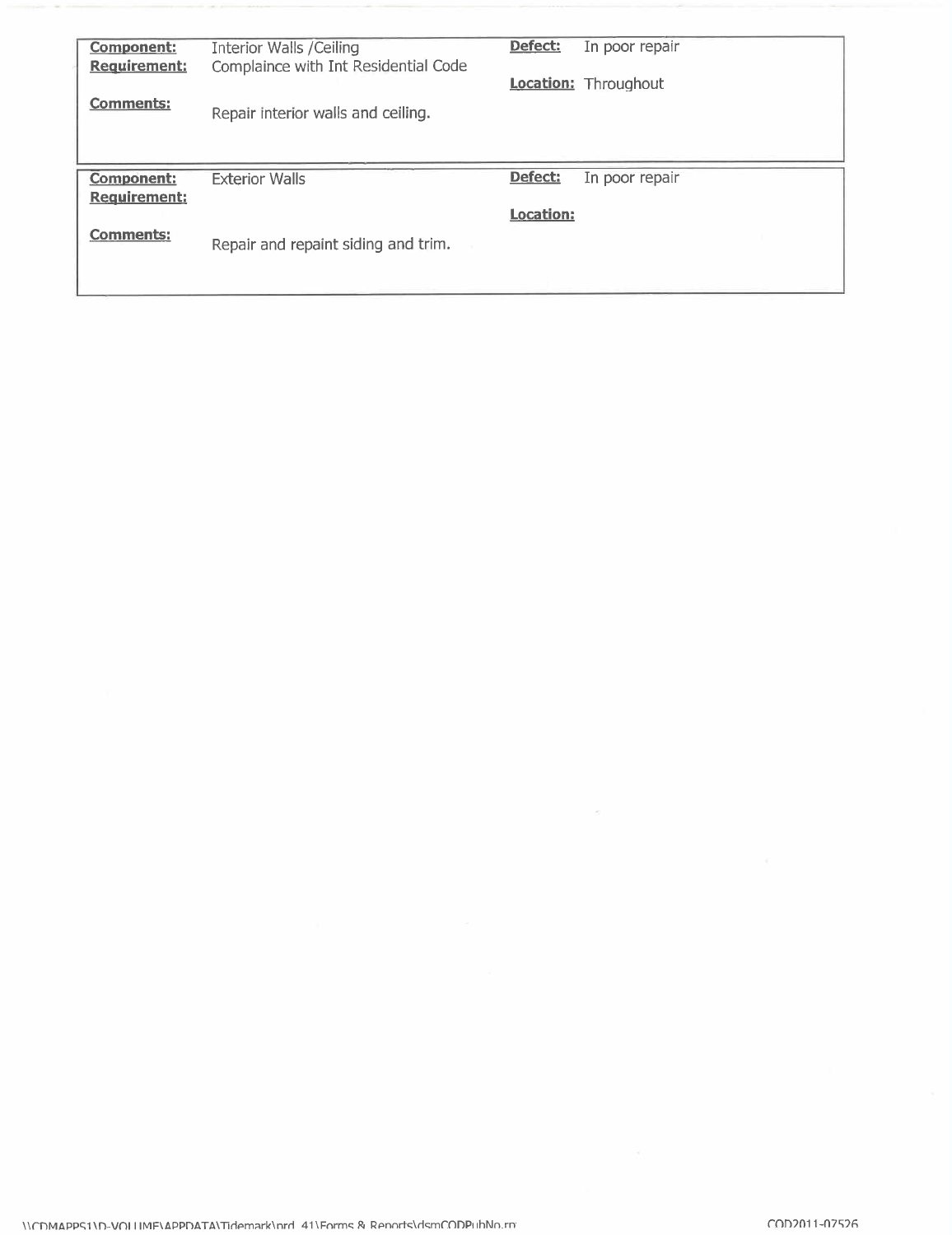| | | | |
|---|---|---|---|
| **Component:** | Interior Walls /Ceiling | **Defect:** | In poor repair |
| **Requirement:** | Complaince with Int Residential Code | **Location:** | Throughout |
| **Comments:** | Repair interior walls and ceiling. | | |

| | | | |
|---|---|---|---|
| **Component:** | Exterior Walls | **Defect:** | In poor repair |
| **Requirement:** | | **Location:** | |
| **Comments:** | Repair and repaint siding and trim. | | |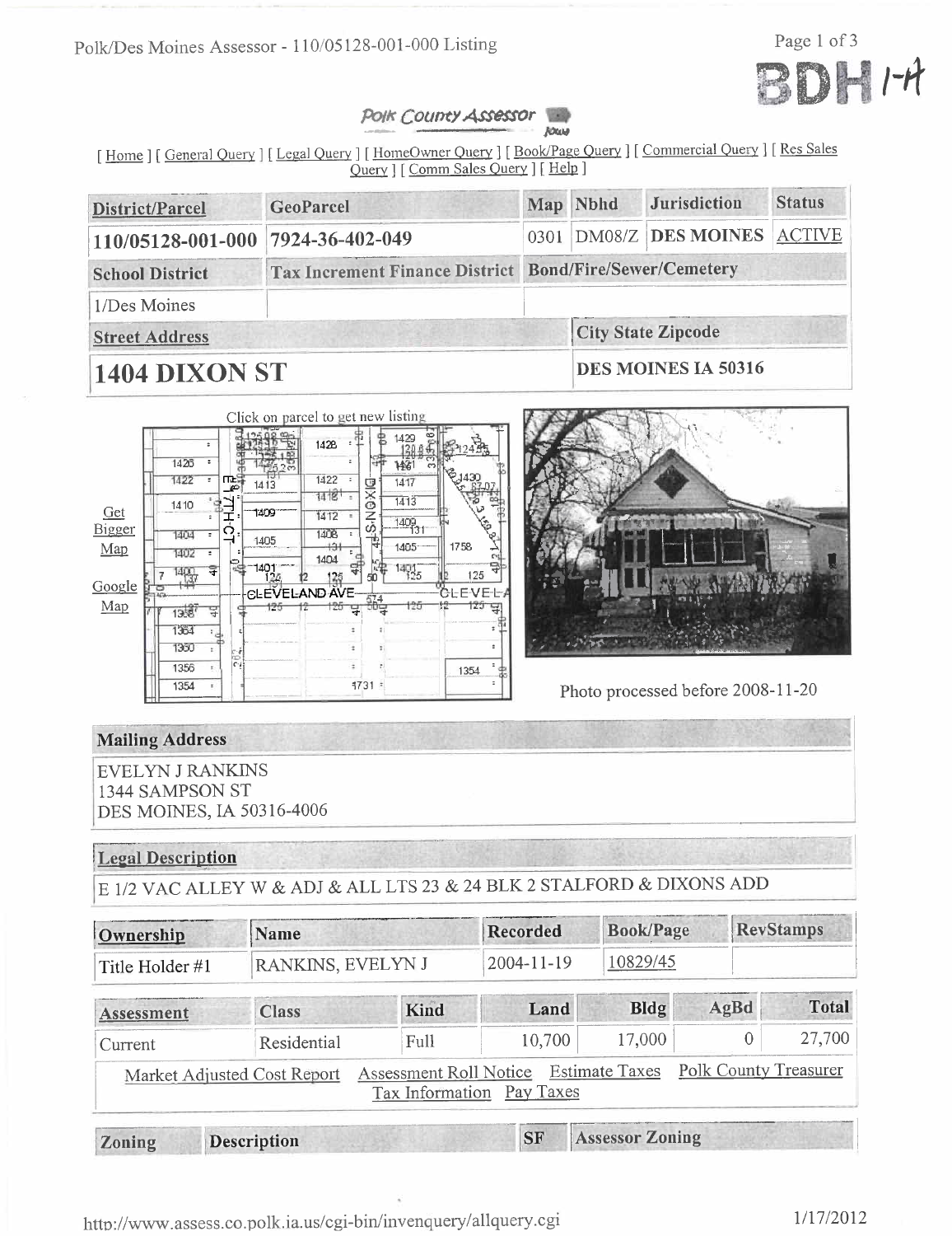BDH 1-A

Polk County Assessor

[ Home ] [ General Query ] [ Legal Query ] [ HomeOwner Query ] [ Book/Page Query ] [ Commercial Query ] [ Res Sales Query ] [ Comm Sales Query ] [ Help ]

| District/Parcel | GeoParcel | Map | Nbhd | Jurisdiction | Status |
|---|---|---|---|---|---|
| 110/05128-001-000 | 7924-36-402-049 | 0301 | DM08/Z | DES MOINES | ACTIVE |

| School District | Tax Increment Finance District | Bond/Fire/Sewer/Cemetery |
|---|---|---|
| 1/Des Moines | | |

| Street Address | City State Zipcode |
|---|---|
| 1404 DIXON ST | DES MOINES IA 50316 |

Click on parcel to get new listing

Get Bigger Map

Google Map

Photo processed before 2008-11-20

**Mailing Address**

EVELYN J RANKINS
1344 SAMPSON ST
DES MOINES, IA 50316-4006

**Legal Description**

E 1/2 VAC ALLEY W & ADJ & ALL LTS 23 & 24 BLK 2 STALFORD & DIXONS ADD

| Ownership | Name | Recorded | Book/Page | RevStamps |
|---|---|---|---|---|
| Title Holder #1 | RANKINS, EVELYN J | 2004-11-19 | 10829/45 | |

| Assessment | Class | Kind | Land | Bldg | AgBd | Total |
|---|---|---|---|---|---|---|
| Current | Residential | Full | 10,700 | 17,000 | 0 | 27,700 |

Market Adjusted Cost Report  Assessment Roll Notice  Estimate Taxes  Polk County Treasurer  Tax Information  Pay Taxes

| Zoning | Description | SF | Assessor Zoning |
|---|---|---|---|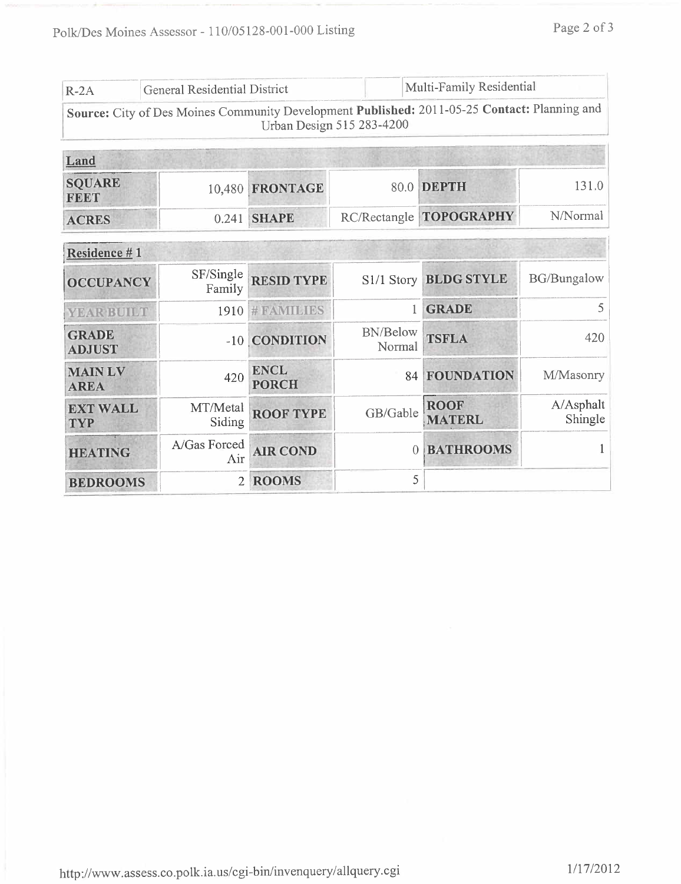| R-2A | General Residential District | | Multi-Family Residential |
|---|---|---|---|

**Source:** City of Des Moines Community Development **Published:** 2011-05-25 **Contact:** Planning and Urban Design 515 283-4200

| Land | | | | | |
|---|---|---|---|---|---|
| **SQUARE FEET** | 10,480 | **FRONTAGE** | 80.0 | **DEPTH** | 131.0 |
| **ACRES** | 0.241 | **SHAPE** | RC/Rectangle | **TOPOGRAPHY** | N/Normal |

| Residence # 1 | | | | | |
|---|---|---|---|---|---|
| **OCCUPANCY** | SF/Single Family | **RESID TYPE** | S1/1 Story | **BLDG STYLE** | BG/Bungalow |
| **YEAR BUILT** | 1910 | **# FAMILIES** | 1 | **GRADE** | 5 |
| **GRADE ADJUST** | -10 | **CONDITION** | BN/Below Normal | **TSFLA** | 420 |
| **MAIN LV AREA** | 420 | **ENCL PORCH** | 84 | **FOUNDATION** | M/Masonry |
| **EXT WALL TYP** | MT/Metal Siding | **ROOF TYPE** | GB/Gable | **ROOF MATERL** | A/Asphalt Shingle |
| **HEATING** | A/Gas Forced Air | **AIR COND** | 0 | **BATHROOMS** | 1 |
| **BEDROOMS** | 2 | **ROOMS** | 5 | | |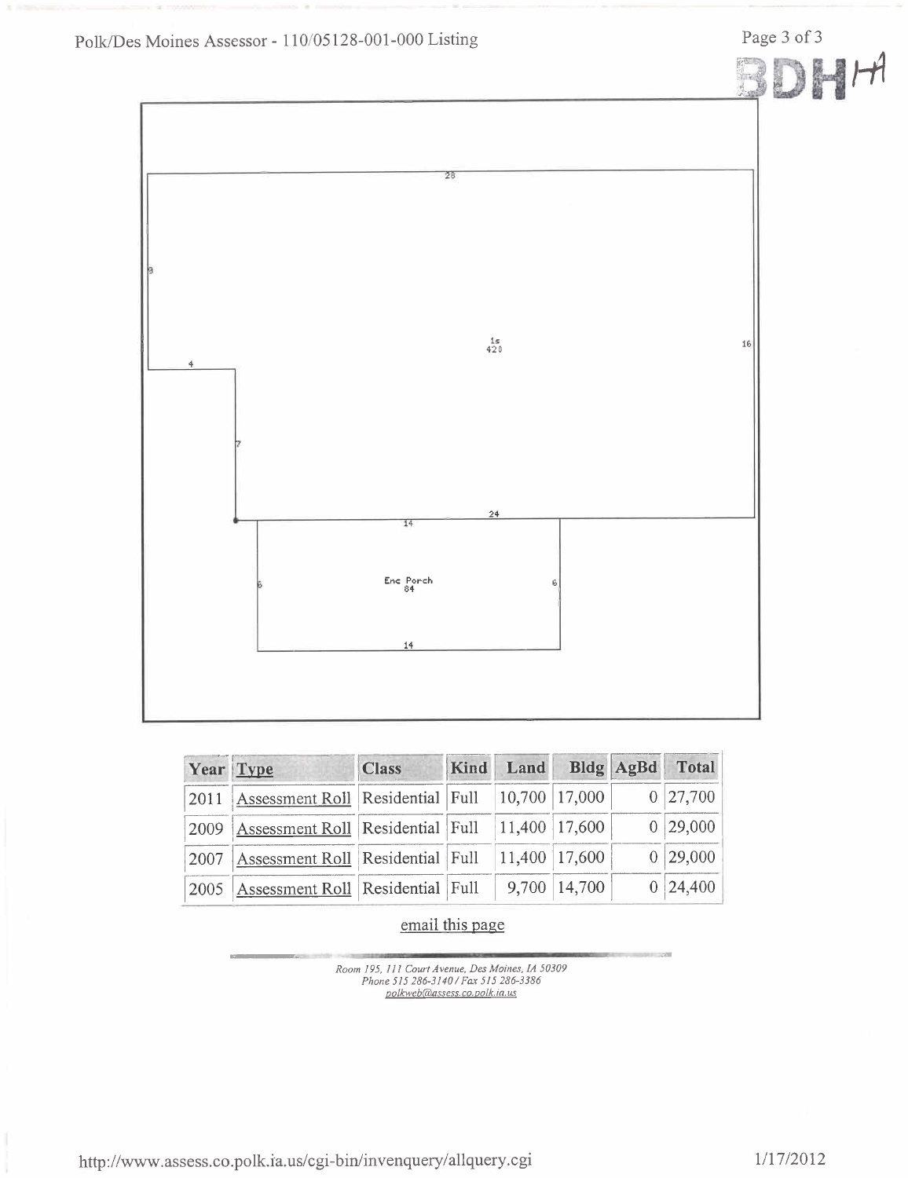28

8

1s
420

16

4

7

14

24

Enc Porch
84

6

6

14

| Year | Type | Class | Kind | Land | Bldg | AgBd | Total |
|---|---|---|---|---|---|---|---|
| 2011 | Assessment Roll | Residential | Full | 10,700 | 17,000 | 0 | 27,700 |
| 2009 | Assessment Roll | Residential | Full | 11,400 | 17,600 | 0 | 29,000 |
| 2007 | Assessment Roll | Residential | Full | 11,400 | 17,600 | 0 | 29,000 |
| 2005 | Assessment Roll | Residential | Full | 9,700 | 14,700 | 0 | 24,400 |

email this page

*Room 195, 111 Court Avenue, Des Moines, IA 50309*
*Phone 515 286-3140 / Fax 515 286-3386*
*polkweb@assess.co.polk.ia.us*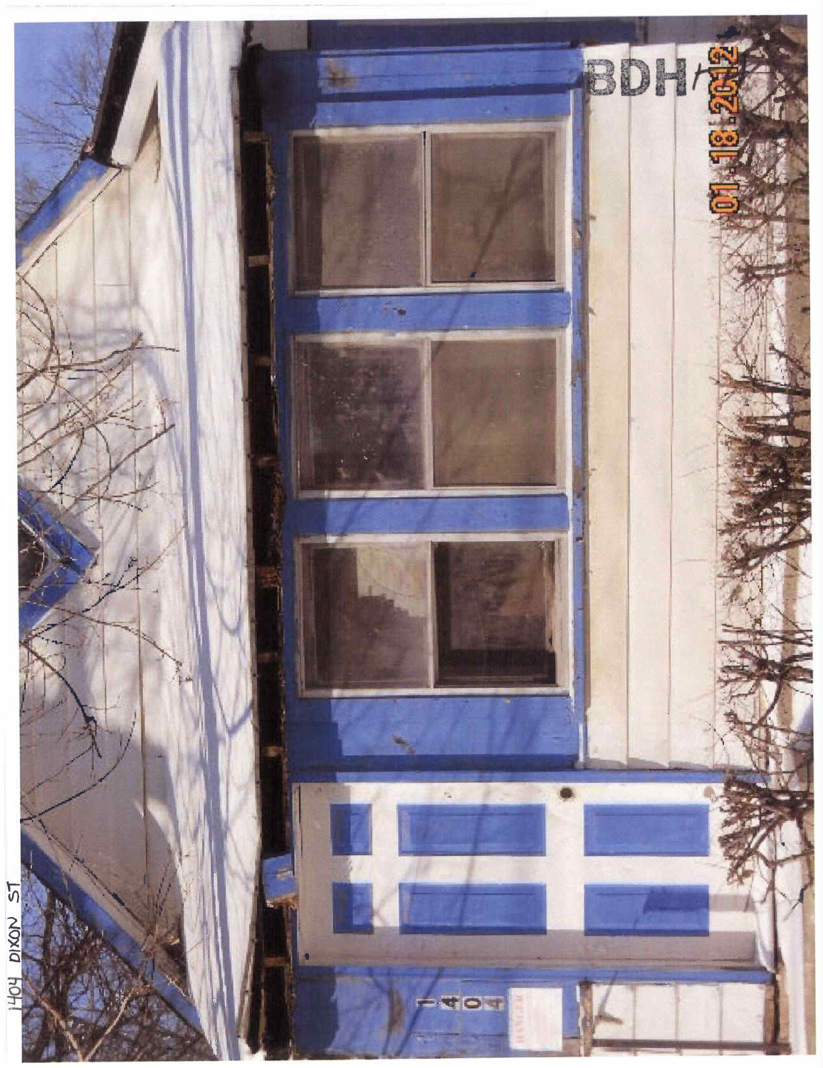1404 DIXON ST